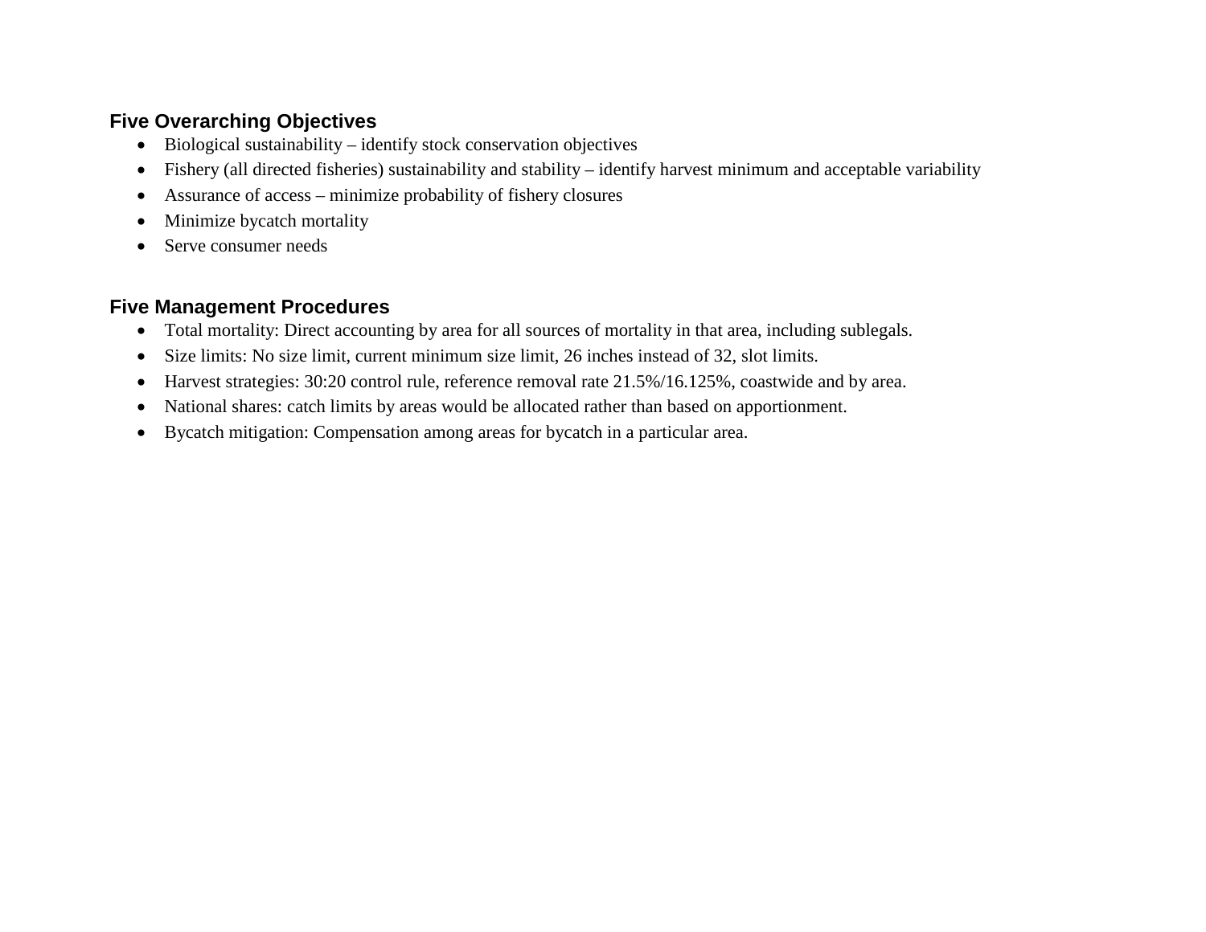## Five Overarching Objectives

- Biological sustainability – identify stock conservation objectives
- Fishery (all directed fisheries) sustainability and stability – identify harvest minimum and acceptable variability
- Assurance of access – minimize probability of fishery closures
- Minimize bycatch mortality
- Serve consumer needs

## Five Management Procedures

- Total mortality: Direct accounting by area for all sources of mortality in that area, including sublegals.
- Size limits: No size limit, current minimum size limit, 26 inches instead of 32, slot limits.
- Harvest strategies: 30:20 control rule, reference removal rate 21.5%/16.125%, coastwide and by area.
- National shares: catch limits by areas would be allocated rather than based on apportionment.
- Bycatch mitigation: Compensation among areas for bycatch in a particular area.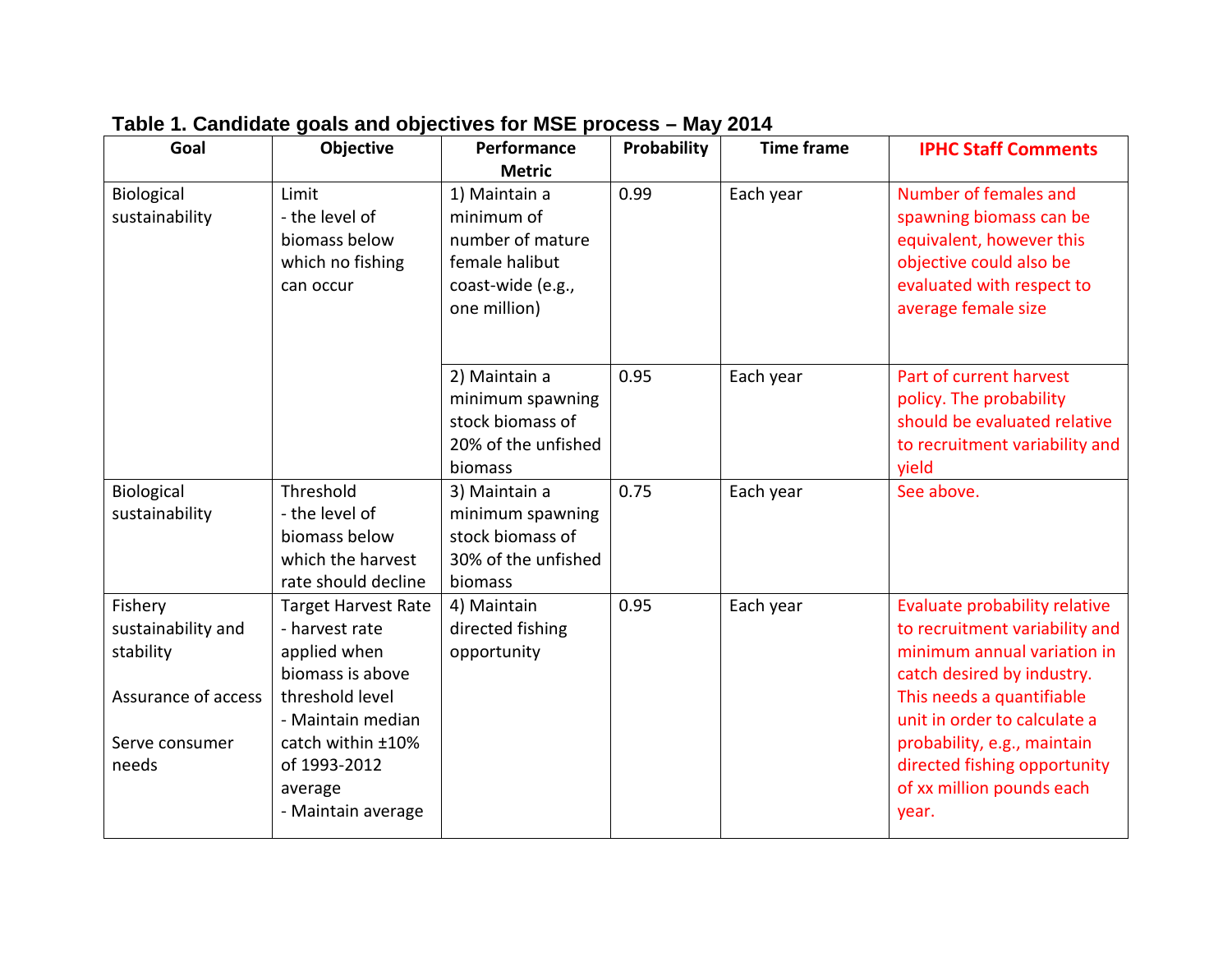**Table 1. Candidate goals and objectives for MSE process – May 2014**

| Goal | Objective | Performance Metric | Probability | Time frame | IPHC Staff Comments |
|---|---|---|---|---|---|
| Biological sustainability | Limit<br>- the level of biomass below which no fishing can occur | 1) Maintain a minimum of number of mature female halibut coast-wide (e.g., one million) | 0.99 | Each year | Number of females and spawning biomass can be equivalent, however this objective could also be evaluated with respect to average female size |
| | | 2) Maintain a minimum spawning stock biomass of 20% of the unfished biomass | 0.95 | Each year | Part of current harvest policy. The probability should be evaluated relative to recruitment variability and yield |
| Biological sustainability | Threshold<br>- the level of biomass below which the harvest rate should decline | 3) Maintain a minimum spawning stock biomass of 30% of the unfished biomass | 0.75 | Each year | See above. |
| Fishery sustainability and stability<br><br>Assurance of access<br><br>Serve consumer needs | Target Harvest Rate<br>- harvest rate applied when biomass is above threshold level<br>- Maintain median catch within ±10% of 1993-2012 average<br>- Maintain average | 4) Maintain directed fishing opportunity | 0.95 | Each year | Evaluate probability relative to recruitment variability and minimum annual variation in catch desired by industry. This needs a quantifiable unit in order to calculate a probability, e.g., maintain directed fishing opportunity of xx million pounds each year. |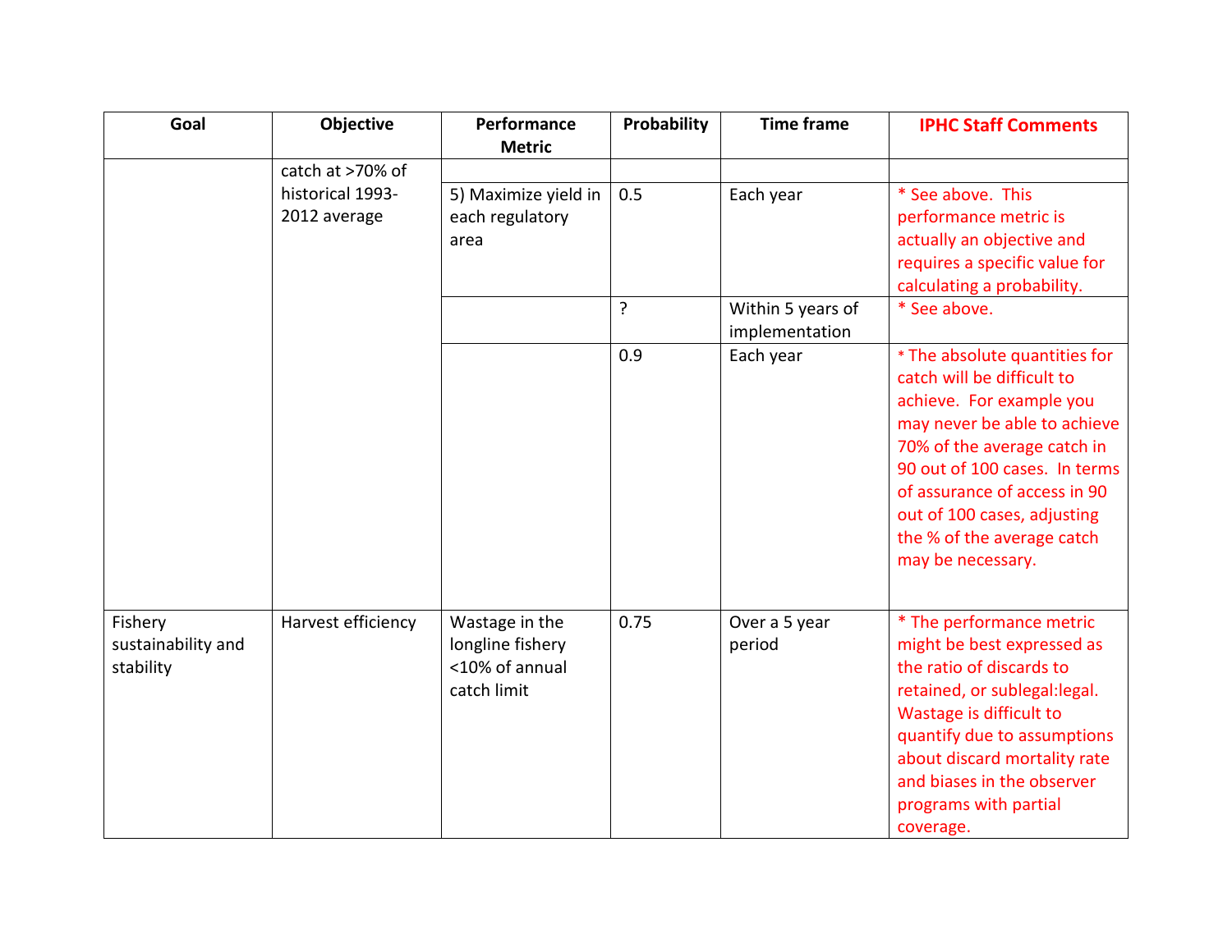| Goal | Objective | Performance Metric | Probability | Time frame | IPHC Staff Comments |
|---|---|---|---|---|---|
| | catch at >70% of historical 1993-2012 average | | | | |
| | | 5) Maximize yield in each regulatory area | 0.5 | Each year | * See above. This performance metric is actually an objective and requires a specific value for calculating a probability. |
| | | | ? | Within 5 years of implementation | * See above. |
| | | | 0.9 | Each year | * The absolute quantities for catch will be difficult to achieve. For example you may never be able to achieve 70% of the average catch in 90 out of 100 cases. In terms of assurance of access in 90 out of 100 cases, adjusting the % of the average catch may be necessary. |
| Fishery sustainability and stability | Harvest efficiency | Wastage in the longline fishery <10% of annual catch limit | 0.75 | Over a 5 year period | * The performance metric might be best expressed as the ratio of discards to retained, or sublegal:legal. Wastage is difficult to quantify due to assumptions about discard mortality rate and biases in the observer programs with partial coverage. |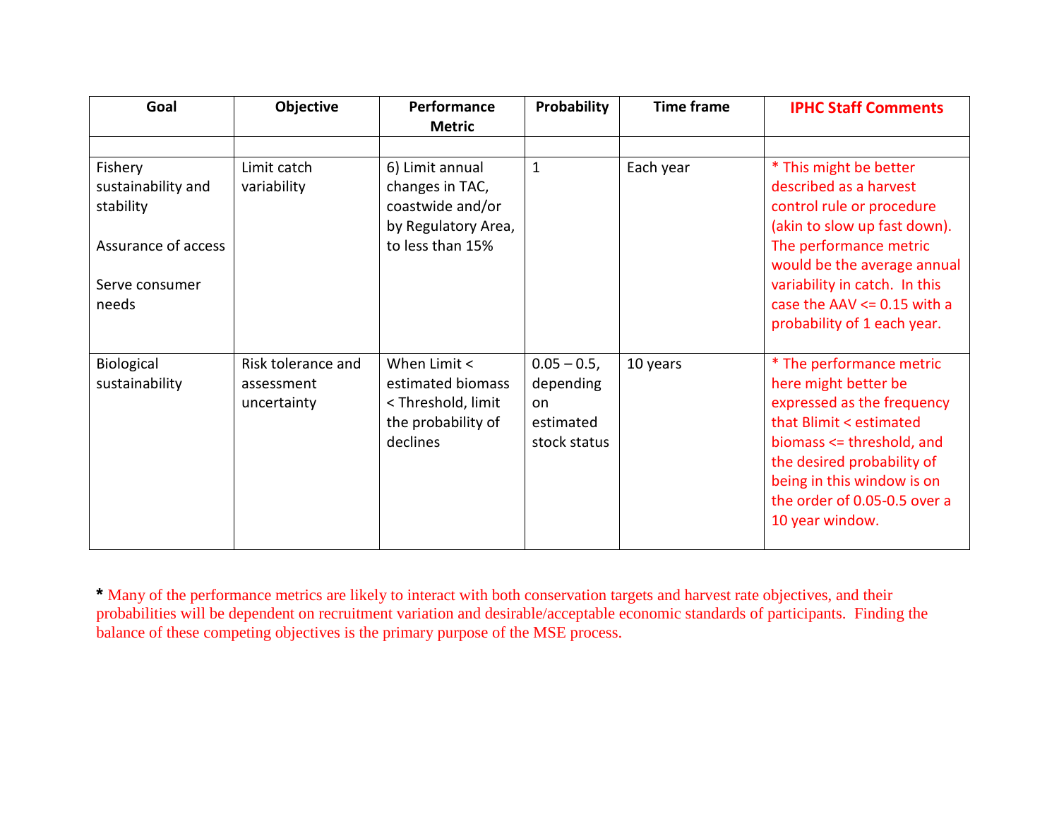| Goal | Objective | Performance Metric | Probability | Time frame | IPHC Staff Comments |
|---|---|---|---|---|---|
| | | | | | |
| Fishery sustainability and stability<br><br>Assurance of access<br><br>Serve consumer needs | Limit catch variability | 6) Limit annual changes in TAC, coastwide and/or by Regulatory Area, to less than 15% | 1 | Each year | * This might be better described as a harvest control rule or procedure (akin to slow up fast down). The performance metric would be the average annual variability in catch. In this case the AAV <= 0.15 with a probability of 1 each year. |
| Biological sustainability | Risk tolerance and assessment uncertainty | When Limit < estimated biomass < Threshold, limit the probability of declines | 0.05 – 0.5, depending on estimated stock status | 10 years | * The performance metric here might better be expressed as the frequency that Blimit < estimated biomass <= threshold, and the desired probability of being in this window is on the order of 0.05-0.5 over a 10 year window. |

**\*** Many of the performance metrics are likely to interact with both conservation targets and harvest rate objectives, and their probabilities will be dependent on recruitment variation and desirable/acceptable economic standards of participants. Finding the balance of these competing objectives is the primary purpose of the MSE process.